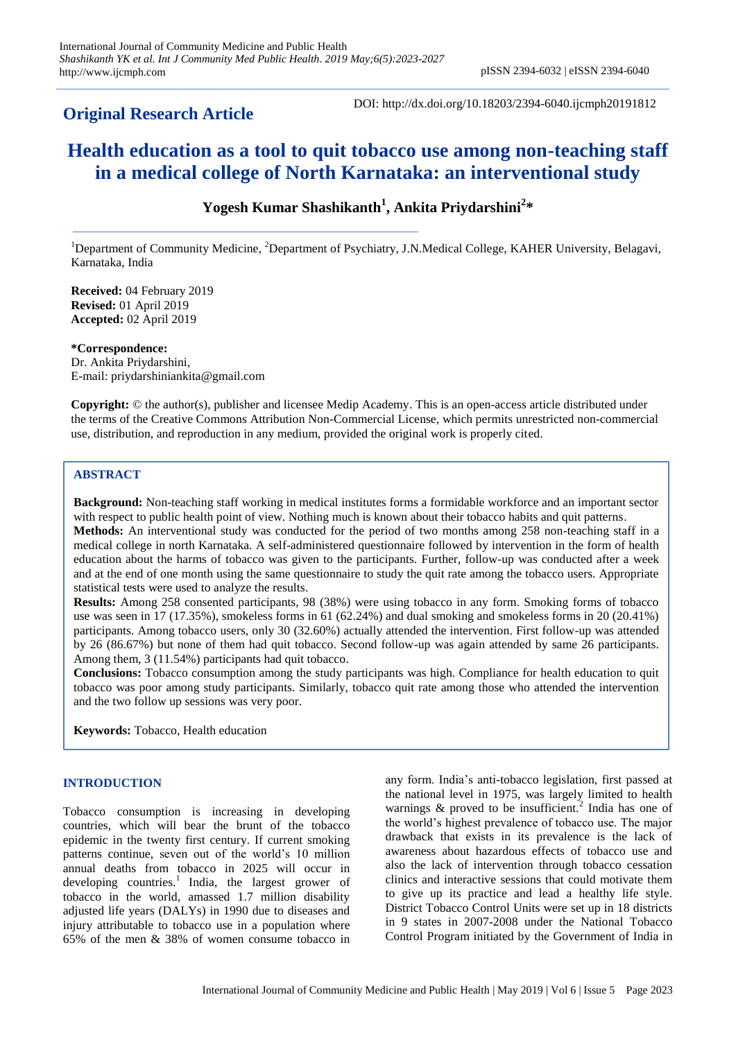**Original Research Article**

DOI: http://dx.doi.org/10.18203/2394-6040.ijcmph20191812

# Health education as a tool to quit tobacco use among non-teaching staff in a medical college of North Karnataka: an interventional study

**Yogesh Kumar Shashikanth[1], Ankita Priydarshini[2]***

[1]Department of Community Medicine, [2]Department of Psychiatry, J.N.Medical College, KAHER University, Belagavi, Karnataka, India

**Received:** 04 February 2019
**Revised:** 01 April 2019
**Accepted:** 02 April 2019

***Correspondence:**
Dr. Ankita Priydarshini,
E-mail: priydarshiniankita@gmail.com

**Copyright:** © the author(s), publisher and licensee Medip Academy. This is an open-access article distributed under the terms of the Creative Commons Attribution Non-Commercial License, which permits unrestricted non-commercial use, distribution, and reproduction in any medium, provided the original work is properly cited.

## ABSTRACT

**Background:** Non-teaching staff working in medical institutes forms a formidable workforce and an important sector with respect to public health point of view. Nothing much is known about their tobacco habits and quit patterns.

**Methods:** An interventional study was conducted for the period of two months among 258 non-teaching staff in a medical college in north Karnataka. A self-administered questionnaire followed by intervention in the form of health education about the harms of tobacco was given to the participants. Further, follow-up was conducted after a week and at the end of one month using the same questionnaire to study the quit rate among the tobacco users. Appropriate statistical tests were used to analyze the results.

**Results:** Among 258 consented participants, 98 (38%) were using tobacco in any form. Smoking forms of tobacco use was seen in 17 (17.35%), smokeless forms in 61 (62.24%) and dual smoking and smokeless forms in 20 (20.41%) participants. Among tobacco users, only 30 (32.60%) actually attended the intervention. First follow-up was attended by 26 (86.67%) but none of them had quit tobacco. Second follow-up was again attended by same 26 participants. Among them, 3 (11.54%) participants had quit tobacco.

**Conclusions:** Tobacco consumption among the study participants was high. Compliance for health education to quit tobacco was poor among study participants. Similarly, tobacco quit rate among those who attended the intervention and the two follow up sessions was very poor.

**Keywords:** Tobacco, Health education

## INTRODUCTION

Tobacco consumption is increasing in developing countries, which will bear the brunt of the tobacco epidemic in the twenty first century. If current smoking patterns continue, seven out of the world's 10 million annual deaths from tobacco in 2025 will occur in developing countries.[1] India, the largest grower of tobacco in the world, amassed 1.7 million disability adjusted life years (DALYs) in 1990 due to diseases and injury attributable to tobacco use in a population where 65% of the men & 38% of women consume tobacco in any form. India's anti-tobacco legislation, first passed at the national level in 1975, was largely limited to health warnings & proved to be insufficient.[2] India has one of the world's highest prevalence of tobacco use. The major drawback that exists in its prevalence is the lack of awareness about hazardous effects of tobacco use and also the lack of intervention through tobacco cessation clinics and interactive sessions that could motivate them to give up its practice and lead a healthy life style. District Tobacco Control Units were set up in 18 districts in 9 states in 2007-2008 under the National Tobacco Control Program initiated by the Government of India in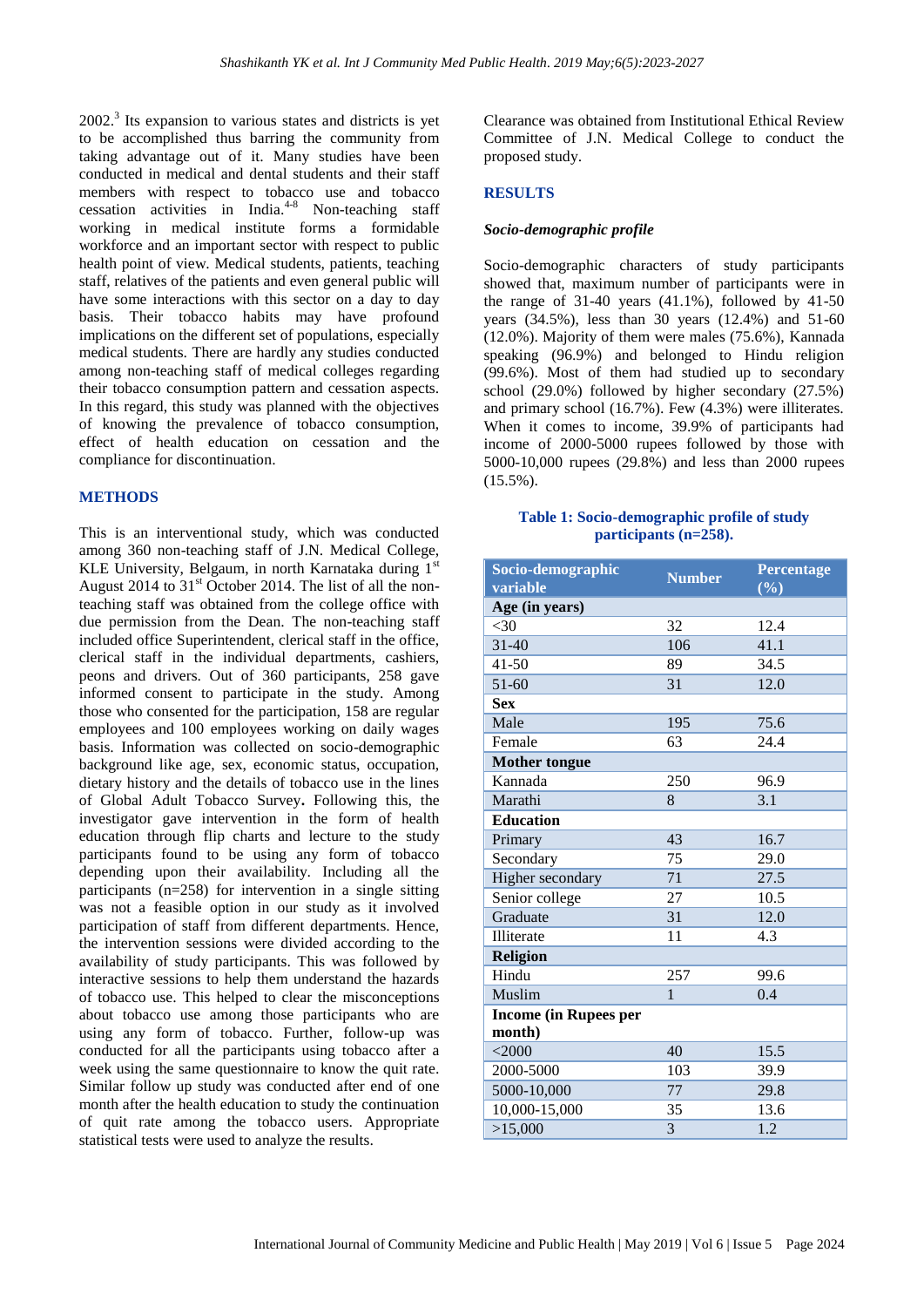2002.[3] Its expansion to various states and districts is yet to be accomplished thus barring the community from taking advantage out of it. Many studies have been conducted in medical and dental students and their staff members with respect to tobacco use and tobacco cessation activities in India.[4-8] Non-teaching staff working in medical institute forms a formidable workforce and an important sector with respect to public health point of view. Medical students, patients, teaching staff, relatives of the patients and even general public will have some interactions with this sector on a day to day basis. Their tobacco habits may have profound implications on the different set of populations, especially medical students. There are hardly any studies conducted among non-teaching staff of medical colleges regarding their tobacco consumption pattern and cessation aspects. In this regard, this study was planned with the objectives of knowing the prevalence of tobacco consumption, effect of health education on cessation and the compliance for discontinuation.

## METHODS

This is an interventional study, which was conducted among 360 non-teaching staff of J.N. Medical College, KLE University, Belgaum, in north Karnataka during 1st August 2014 to 31st October 2014. The list of all the non-teaching staff was obtained from the college office with due permission from the Dean. The non-teaching staff included office Superintendent, clerical staff in the office, clerical staff in the individual departments, cashiers, peons and drivers. Out of 360 participants, 258 gave informed consent to participate in the study. Among those who consented for the participation, 158 are regular employees and 100 employees working on daily wages basis. Information was collected on socio-demographic background like age, sex, economic status, occupation, dietary history and the details of tobacco use in the lines of Global Adult Tobacco Survey**.** Following this, the investigator gave intervention in the form of health education through flip charts and lecture to the study participants found to be using any form of tobacco depending upon their availability. Including all the participants (n=258) for intervention in a single sitting was not a feasible option in our study as it involved participation of staff from different departments. Hence, the intervention sessions were divided according to the availability of study participants. This was followed by interactive sessions to help them understand the hazards of tobacco use. This helped to clear the misconceptions about tobacco use among those participants who are using any form of tobacco. Further, follow-up was conducted for all the participants using tobacco after a week using the same questionnaire to know the quit rate. Similar follow up study was conducted after end of one month after the health education to study the continuation of quit rate among the tobacco users. Appropriate statistical tests were used to analyze the results.

Clearance was obtained from Institutional Ethical Review Committee of J.N. Medical College to conduct the proposed study.

## RESULTS

### *Socio-demographic profile*

Socio-demographic characters of study participants showed that, maximum number of participants were in the range of 31-40 years (41.1%), followed by 41-50 years (34.5%), less than 30 years (12.4%) and 51-60 (12.0%). Majority of them were males (75.6%), Kannada speaking (96.9%) and belonged to Hindu religion (99.6%). Most of them had studied up to secondary school (29.0%) followed by higher secondary (27.5%) and primary school (16.7%). Few (4.3%) were illiterates. When it comes to income, 39.9% of participants had income of 2000-5000 rupees followed by those with 5000-10,000 rupees (29.8%) and less than 2000 rupees (15.5%).

**Table 1: Socio-demographic profile of study participants (n=258).**

| Socio-demographic variable | Number | Percentage (%) |
|---|---|---|
| **Age (in years)** | | |
| <30 | 32 | 12.4 |
| 31-40 | 106 | 41.1 |
| 41-50 | 89 | 34.5 |
| 51-60 | 31 | 12.0 |
| **Sex** | | |
| Male | 195 | 75.6 |
| Female | 63 | 24.4 |
| **Mother tongue** | | |
| Kannada | 250 | 96.9 |
| Marathi | 8 | 3.1 |
| **Education** | | |
| Primary | 43 | 16.7 |
| Secondary | 75 | 29.0 |
| Higher secondary | 71 | 27.5 |
| Senior college | 27 | 10.5 |
| Graduate | 31 | 12.0 |
| Illiterate | 11 | 4.3 |
| **Religion** | | |
| Hindu | 257 | 99.6 |
| Muslim | 1 | 0.4 |
| **Income (in Rupees per month)** | | |
| <2000 | 40 | 15.5 |
| 2000-5000 | 103 | 39.9 |
| 5000-10,000 | 77 | 29.8 |
| 10,000-15,000 | 35 | 13.6 |
| >15,000 | 3 | 1.2 |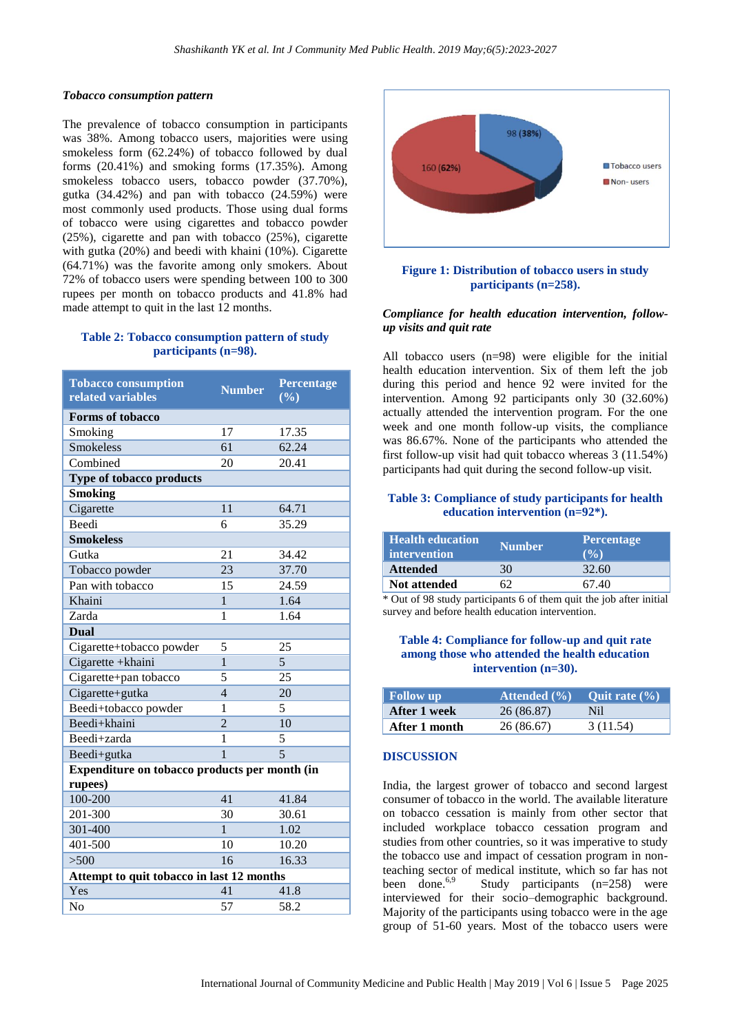### *Tobacco consumption pattern*

The prevalence of tobacco consumption in participants was 38%. Among tobacco users, majorities were using smokeless form (62.24%) of tobacco followed by dual forms (20.41%) and smoking forms (17.35%). Among smokeless tobacco users, tobacco powder (37.70%), gutka (34.42%) and pan with tobacco (24.59%) were most commonly used products. Those using dual forms of tobacco were using cigarettes and tobacco powder (25%), cigarette and pan with tobacco (25%), cigarette with gutka (20%) and beedi with khaini (10%). Cigarette (64.71%) was the favorite among only smokers. About 72% of tobacco users were spending between 100 to 300 rupees per month on tobacco products and 41.8% had made attempt to quit in the last 12 months.

**Table 2: Tobacco consumption pattern of study participants (n=98).**

| Tobacco consumption related variables | Number | Percentage (%) |
|---|---|---|
| **Forms of tobacco** | | |
| Smoking | 17 | 17.35 |
| Smokeless | 61 | 62.24 |
| Combined | 20 | 20.41 |
| **Type of tobacco products** | | |
| **Smoking** | | |
| Cigarette | 11 | 64.71 |
| Beedi | 6 | 35.29 |
| **Smokeless** | | |
| Gutka | 21 | 34.42 |
| Tobacco powder | 23 | 37.70 |
| Pan with tobacco | 15 | 24.59 |
| Khaini | 1 | 1.64 |
| Zarda | 1 | 1.64 |
| **Dual** | | |
| Cigarette+tobacco powder | 5 | 25 |
| Cigarette +khaini | 1 | 5 |
| Cigarette+pan tobacco | 5 | 25 |
| Cigarette+gutka | 4 | 20 |
| Beedi+tobacco powder | 1 | 5 |
| Beedi+khaini | 2 | 10 |
| Beedi+zarda | 1 | 5 |
| Beedi+gutka | 1 | 5 |
| **Expenditure on tobacco products per month (in rupees)** | | |
| 100-200 | 41 | 41.84 |
| 201-300 | 30 | 30.61 |
| 301-400 | 1 | 1.02 |
| 401-500 | 10 | 10.20 |
| >500 | 16 | 16.33 |
| **Attempt to quit tobacco in last 12 months** | | |
| Yes | 41 | 41.8 |
| No | 57 | 58.2 |

**Figure 1: Distribution of tobacco users in study participants (n=258).**

### *Compliance for health education intervention, follow-up visits and quit rate*

All tobacco users (n=98) were eligible for the initial health education intervention. Six of them left the job during this period and hence 92 were invited for the intervention. Among 92 participants only 30 (32.60%) actually attended the intervention program. For the one week and one month follow-up visits, the compliance was 86.67%. None of the participants who attended the first follow-up visit had quit tobacco whereas 3 (11.54%) participants had quit during the second follow-up visit.

**Table 3: Compliance of study participants for health education intervention (n=92\*).**

| Health education intervention | Number | Percentage (%) |
|---|---|---|
| **Attended** | 30 | 32.60 |
| **Not attended** | 62 | 67.40 |

\* Out of 98 study participants 6 of them quit the job after initial survey and before health education intervention.

**Table 4: Compliance for follow-up and quit rate among those who attended the health education intervention (n=30).**

| Follow up | Attended (%) | Quit rate (%) |
|---|---|---|
| **After 1 week** | 26 (86.87) | Nil |
| **After 1 month** | 26 (86.67) | 3 (11.54) |

## DISCUSSION

India, the largest grower of tobacco and second largest consumer of tobacco in the world. The available literature on tobacco cessation is mainly from other sector that included workplace tobacco cessation program and studies from other countries, so it was imperative to study the tobacco use and impact of cessation program in non-teaching sector of medical institute, which so far has not been done.[6,9] Study participants (n=258) were interviewed for their socio–demographic background. Majority of the participants using tobacco were in the age group of 51-60 years. Most of the tobacco users were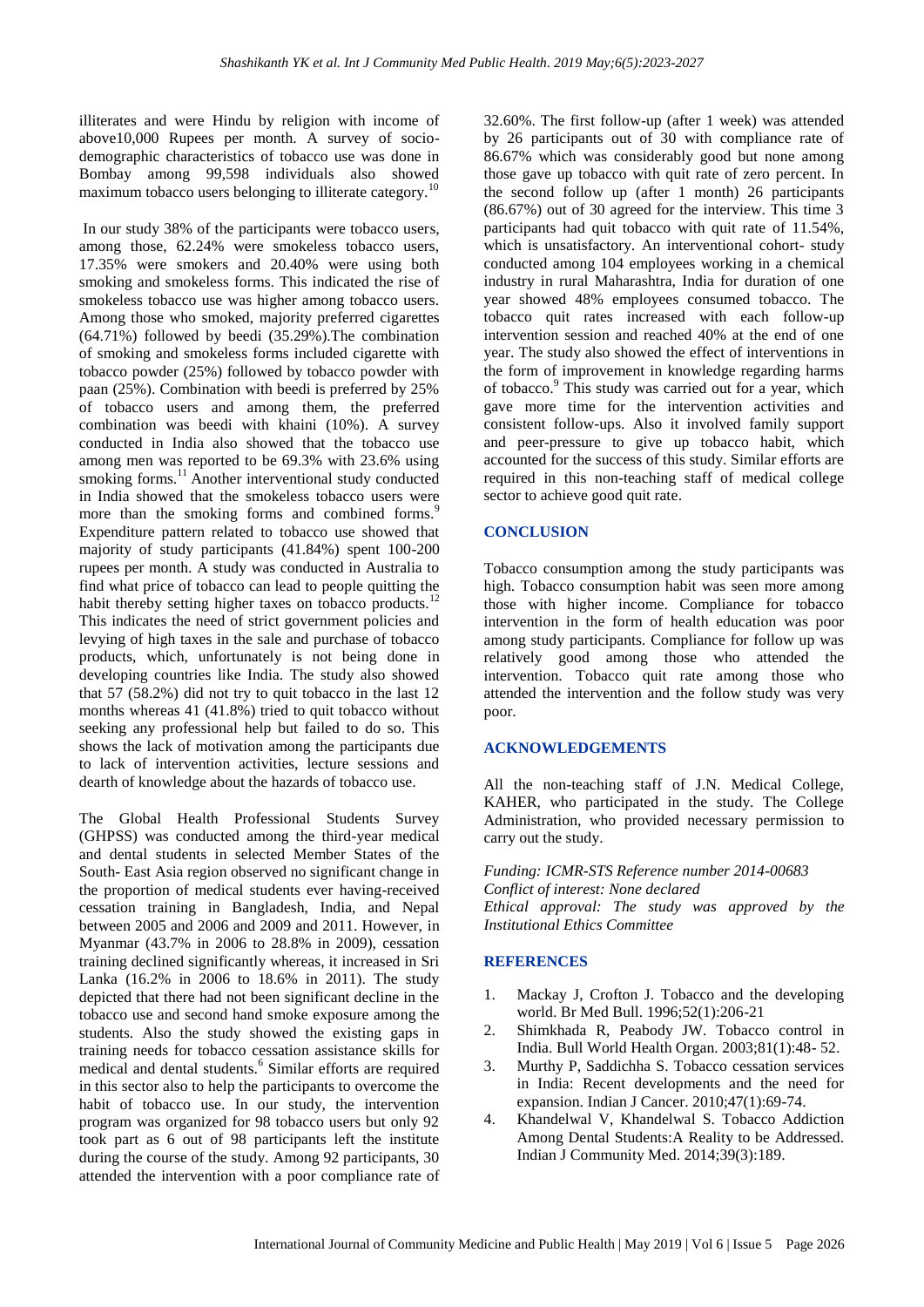illiterates and were Hindu by religion with income of above10,000 Rupees per month. A survey of socio-demographic characteristics of tobacco use was done in Bombay among 99,598 individuals also showed maximum tobacco users belonging to illiterate category.[10]

In our study 38% of the participants were tobacco users, among those, 62.24% were smokeless tobacco users, 17.35% were smokers and 20.40% were using both smoking and smokeless forms. This indicated the rise of smokeless tobacco use was higher among tobacco users. Among those who smoked, majority preferred cigarettes (64.71%) followed by beedi (35.29%).The combination of smoking and smokeless forms included cigarette with tobacco powder (25%) followed by tobacco powder with paan (25%). Combination with beedi is preferred by 25% of tobacco users and among them, the preferred combination was beedi with khaini (10%). A survey conducted in India also showed that the tobacco use among men was reported to be 69.3% with 23.6% using smoking forms.[11] Another interventional study conducted in India showed that the smokeless tobacco users were more than the smoking forms and combined forms.[9] Expenditure pattern related to tobacco use showed that majority of study participants (41.84%) spent 100-200 rupees per month. A study was conducted in Australia to find what price of tobacco can lead to people quitting the habit thereby setting higher taxes on tobacco products.[12] This indicates the need of strict government policies and levying of high taxes in the sale and purchase of tobacco products, which, unfortunately is not being done in developing countries like India. The study also showed that 57 (58.2%) did not try to quit tobacco in the last 12 months whereas 41 (41.8%) tried to quit tobacco without seeking any professional help but failed to do so. This shows the lack of motivation among the participants due to lack of intervention activities, lecture sessions and dearth of knowledge about the hazards of tobacco use.

The Global Health Professional Students Survey (GHPSS) was conducted among the third-year medical and dental students in selected Member States of the South- East Asia region observed no significant change in the proportion of medical students ever having-received cessation training in Bangladesh, India, and Nepal between 2005 and 2006 and 2009 and 2011. However, in Myanmar (43.7% in 2006 to 28.8% in 2009), cessation training declined significantly whereas, it increased in Sri Lanka (16.2% in 2006 to 18.6% in 2011). The study depicted that there had not been significant decline in the tobacco use and second hand smoke exposure among the students. Also the study showed the existing gaps in training needs for tobacco cessation assistance skills for medical and dental students.[6] Similar efforts are required in this sector also to help the participants to overcome the habit of tobacco use. In our study, the intervention program was organized for 98 tobacco users but only 92 took part as 6 out of 98 participants left the institute during the course of the study. Among 92 participants, 30 attended the intervention with a poor compliance rate of 32.60%. The first follow-up (after 1 week) was attended by 26 participants out of 30 with compliance rate of 86.67% which was considerably good but none among those gave up tobacco with quit rate of zero percent. In the second follow up (after 1 month) 26 participants (86.67%) out of 30 agreed for the interview. This time 3 participants had quit tobacco with quit rate of 11.54%, which is unsatisfactory. An interventional cohort- study conducted among 104 employees working in a chemical industry in rural Maharashtra, India for duration of one year showed 48% employees consumed tobacco. The tobacco quit rates increased with each follow-up intervention session and reached 40% at the end of one year. The study also showed the effect of interventions in the form of improvement in knowledge regarding harms of tobacco.[9] This study was carried out for a year, which gave more time for the intervention activities and consistent follow-ups. Also it involved family support and peer-pressure to give up tobacco habit, which accounted for the success of this study. Similar efforts are required in this non-teaching staff of medical college sector to achieve good quit rate.

## CONCLUSION

Tobacco consumption among the study participants was high. Tobacco consumption habit was seen more among those with higher income. Compliance for tobacco intervention in the form of health education was poor among study participants. Compliance for follow up was relatively good among those who attended the intervention. Tobacco quit rate among those who attended the intervention and the follow study was very poor.

## ACKNOWLEDGEMENTS

All the non-teaching staff of J.N. Medical College, KAHER, who participated in the study. The College Administration, who provided necessary permission to carry out the study.

*Funding: ICMR-STS Reference number 2014-00683*
*Conflict of interest: None declared*
*Ethical approval: The study was approved by the Institutional Ethics Committee*

## REFERENCES

1. Mackay J, Crofton J. Tobacco and the developing world. Br Med Bull. 1996;52(1):206-21
2. Shimkhada R, Peabody JW. Tobacco control in India. Bull World Health Organ. 2003;81(1):48- 52.
3. Murthy P, Saddichha S. Tobacco cessation services in India: Recent developments and the need for expansion. Indian J Cancer. 2010;47(1):69-74.
4. Khandelwal V, Khandelwal S. Tobacco Addiction Among Dental Students:A Reality to be Addressed. Indian J Community Med. 2014;39(3):189.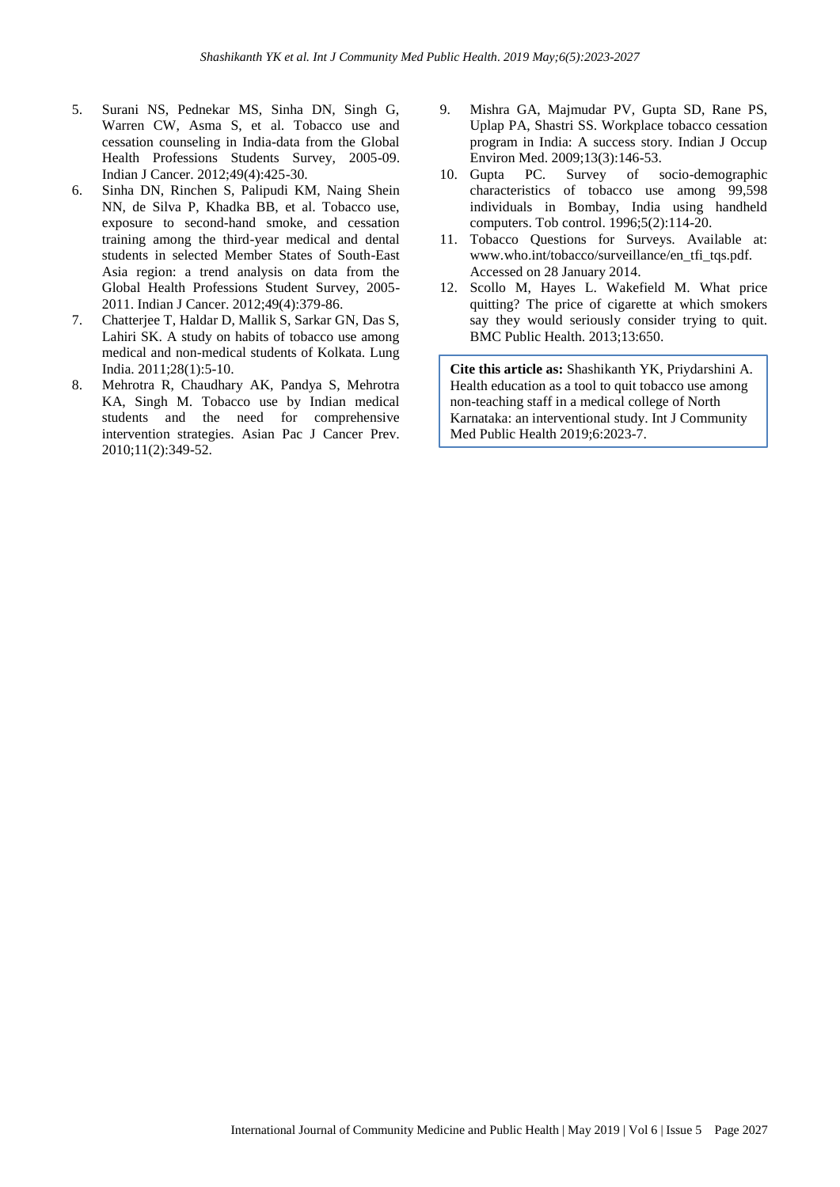5. Surani NS, Pednekar MS, Sinha DN, Singh G, Warren CW, Asma S, et al. Tobacco use and cessation counseling in India-data from the Global Health Professions Students Survey, 2005-09. Indian J Cancer. 2012;49(4):425-30.
6. Sinha DN, Rinchen S, Palipudi KM, Naing Shein NN, de Silva P, Khadka BB, et al. Tobacco use, exposure to second-hand smoke, and cessation training among the third-year medical and dental students in selected Member States of South-East Asia region: a trend analysis on data from the Global Health Professions Student Survey, 2005-2011. Indian J Cancer. 2012;49(4):379-86.
7. Chatterjee T, Haldar D, Mallik S, Sarkar GN, Das S, Lahiri SK. A study on habits of tobacco use among medical and non-medical students of Kolkata. Lung India. 2011;28(1):5-10.
8. Mehrotra R, Chaudhary AK, Pandya S, Mehrotra KA, Singh M. Tobacco use by Indian medical students and the need for comprehensive intervention strategies. Asian Pac J Cancer Prev. 2010;11(2):349-52.
9. Mishra GA, Majmudar PV, Gupta SD, Rane PS, Uplap PA, Shastri SS. Workplace tobacco cessation program in India: A success story. Indian J Occup Environ Med. 2009;13(3):146-53.
10. Gupta PC. Survey of socio-demographic characteristics of tobacco use among 99,598 individuals in Bombay, India using handheld computers. Tob control. 1996;5(2):114-20.
11. Tobacco Questions for Surveys. Available at: www.who.int/tobacco/surveillance/en_tfi_tqs.pdf. Accessed on 28 January 2014.
12. Scollo M, Hayes L. Wakefield M. What price quitting? The price of cigarette at which smokers say they would seriously consider trying to quit. BMC Public Health. 2013;13:650.

**Cite this article as:** Shashikanth YK, Priydarshini A. Health education as a tool to quit tobacco use among non-teaching staff in a medical college of North Karnataka: an interventional study. Int J Community Med Public Health 2019;6:2023-7.